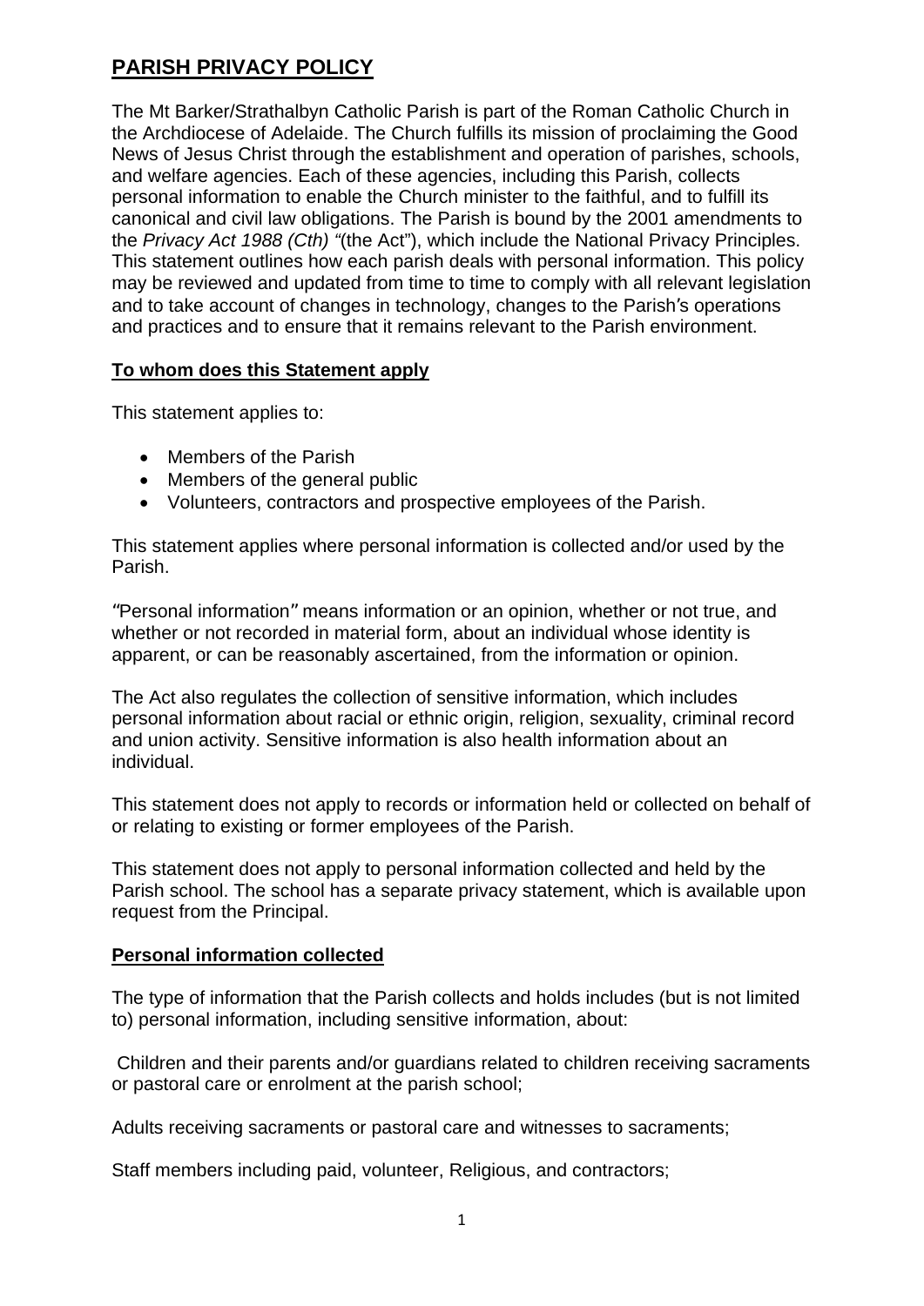## PARISH PRIVACY POLICY

The Mt Barker/Strathalbyn Catholic Parish is part of the Roman Catholic Church in the Archdiocese of Adelaide. The Church fulfills its mission of proclaiming the Good News of Jesus Christ through the establishment and operation of parishes, schools, and welfare agencies. Each of these agencies, including this Parish, collects personal information to enable the Church minister to the faithful, and to fulfill its canonical and civil law obligations. The Parish is bound by the 2001 amendments to the *Privacy Act 1988 (Cth)* "(the Act"), which include the National Privacy Principles. This statement outlines how each parish deals with personal information. This policy may be reviewed and updated from time to time to comply with all relevant legislation and to take account of changes in technology, changes to the Parish's operations and practices and to ensure that it remains relevant to the Parish environment.

### To whom does this Statement apply

This statement applies to:

- Members of the Parish
- Members of the general public
- Volunteers, contractors and prospective employees of the Parish.

This statement applies where personal information is collected and/or used by the Parish.

"Personal information" means information or an opinion, whether or not true, and whether or not recorded in material form, about an individual whose identity is apparent, or can be reasonably ascertained, from the information or opinion.

The Act also regulates the collection of sensitive information, which includes personal information about racial or ethnic origin, religion, sexuality, criminal record and union activity. Sensitive information is also health information about an individual.

This statement does not apply to records or information held or collected on behalf of or relating to existing or former employees of the Parish.

This statement does not apply to personal information collected and held by the Parish school. The school has a separate privacy statement, which is available upon request from the Principal.

### Personal information collected

The type of information that the Parish collects and holds includes (but is not limited to) personal information, including sensitive information, about:

Children and their parents and/or guardians related to children receiving sacraments or pastoral care or enrolment at the parish school;

Adults receiving sacraments or pastoral care and witnesses to sacraments;

Staff members including paid, volunteer, Religious, and contractors;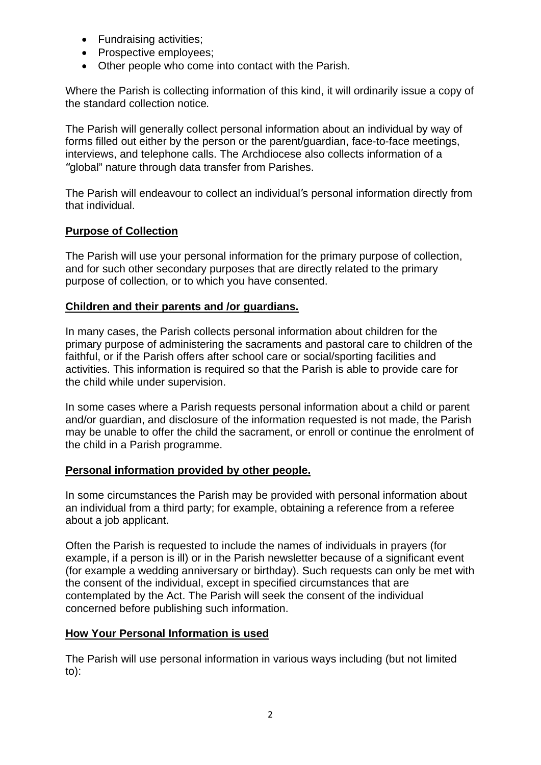- Fundraising activities;
- Prospective employees;
- Other people who come into contact with the Parish.

Where the Parish is collecting information of this kind, it will ordinarily issue a copy of the standard collection notice.

The Parish will generally collect personal information about an individual by way of forms filled out either by the person or the parent/guardian, face-to-face meetings, interviews, and telephone calls. The Archdiocese also collects information of a "global" nature through data transfer from Parishes.

The Parish will endeavour to collect an individual's personal information directly from that individual.

**Purpose of Collection**

The Parish will use your personal information for the primary purpose of collection, and for such other secondary purposes that are directly related to the primary purpose of collection, or to which you have consented.

**Children and their parents and /or guardians.**

In many cases, the Parish collects personal information about children for the primary purpose of administering the sacraments and pastoral care to children of the faithful, or if the Parish offers after school care or social/sporting facilities and activities. This information is required so that the Parish is able to provide care for the child while under supervision.

In some cases where a Parish requests personal information about a child or parent and/or guardian, and disclosure of the information requested is not made, the Parish may be unable to offer the child the sacrament, or enroll or continue the enrolment of the child in a Parish programme.

**Personal information provided by other people.**

In some circumstances the Parish may be provided with personal information about an individual from a third party; for example, obtaining a reference from a referee about a job applicant.

Often the Parish is requested to include the names of individuals in prayers (for example, if a person is ill) or in the Parish newsletter because of a significant event (for example a wedding anniversary or birthday). Such requests can only be met with the consent of the individual, except in specified circumstances that are contemplated by the Act. The Parish will seek the consent of the individual concerned before publishing such information.

**How Your Personal Information is used**

The Parish will use personal information in various ways including (but not limited to):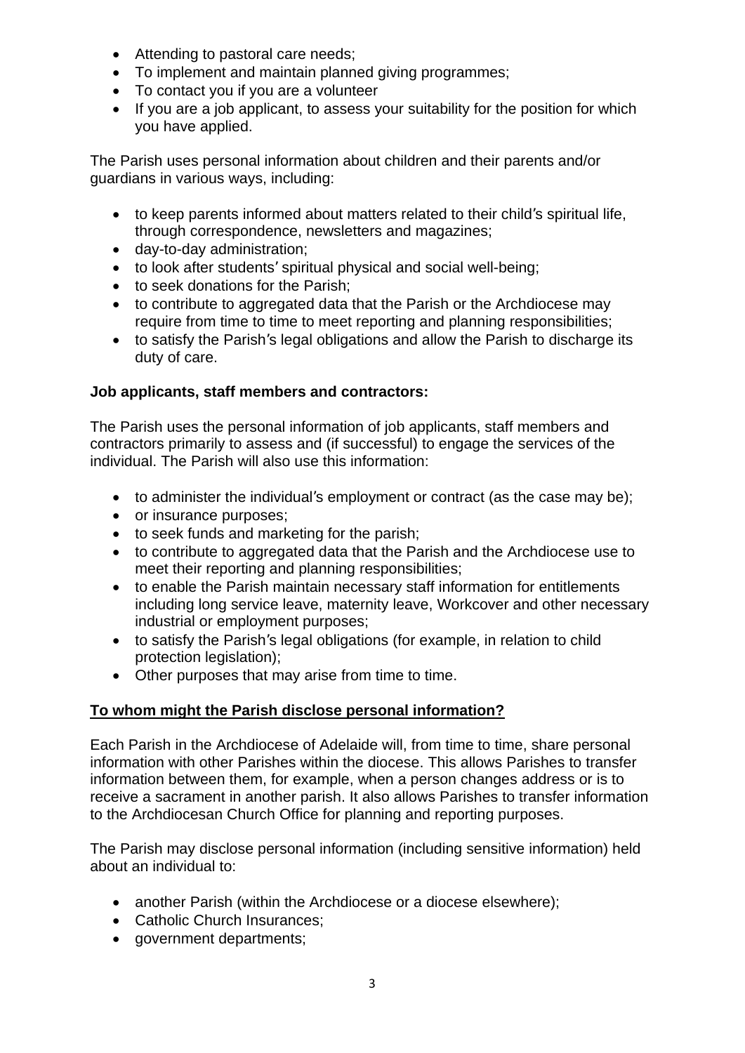- Attending to pastoral care needs;
- To implement and maintain planned giving programmes;
- To contact you if you are a volunteer
- If you are a job applicant, to assess your suitability for the position for which you have applied.

The Parish uses personal information about children and their parents and/or guardians in various ways, including:

- to keep parents informed about matters related to their child′s spiritual life, through correspondence, newsletters and magazines;
- day-to-day administration;
- to look after students′ spiritual physical and social well-being;
- to seek donations for the Parish;
- to contribute to aggregated data that the Parish or the Archdiocese may require from time to time to meet reporting and planning responsibilities;
- to satisfy the Parish′s legal obligations and allow the Parish to discharge its duty of care.

**Job applicants, staff members and contractors:**

The Parish uses the personal information of job applicants, staff members and contractors primarily to assess and (if successful) to engage the services of the individual. The Parish will also use this information:

- to administer the individual′s employment or contract (as the case may be);
- or insurance purposes;
- to seek funds and marketing for the parish;
- to contribute to aggregated data that the Parish and the Archdiocese use to meet their reporting and planning responsibilities;
- to enable the Parish maintain necessary staff information for entitlements including long service leave, maternity leave, Workcover and other necessary industrial or employment purposes;
- to satisfy the Parish′s legal obligations (for example, in relation to child protection legislation);
- Other purposes that may arise from time to time.

**To whom might the Parish disclose personal information?**

Each Parish in the Archdiocese of Adelaide will, from time to time, share personal information with other Parishes within the diocese. This allows Parishes to transfer information between them, for example, when a person changes address or is to receive a sacrament in another parish. It also allows Parishes to transfer information to the Archdiocesan Church Office for planning and reporting purposes.

The Parish may disclose personal information (including sensitive information) held about an individual to:

- another Parish (within the Archdiocese or a diocese elsewhere);
- Catholic Church Insurances;
- government departments;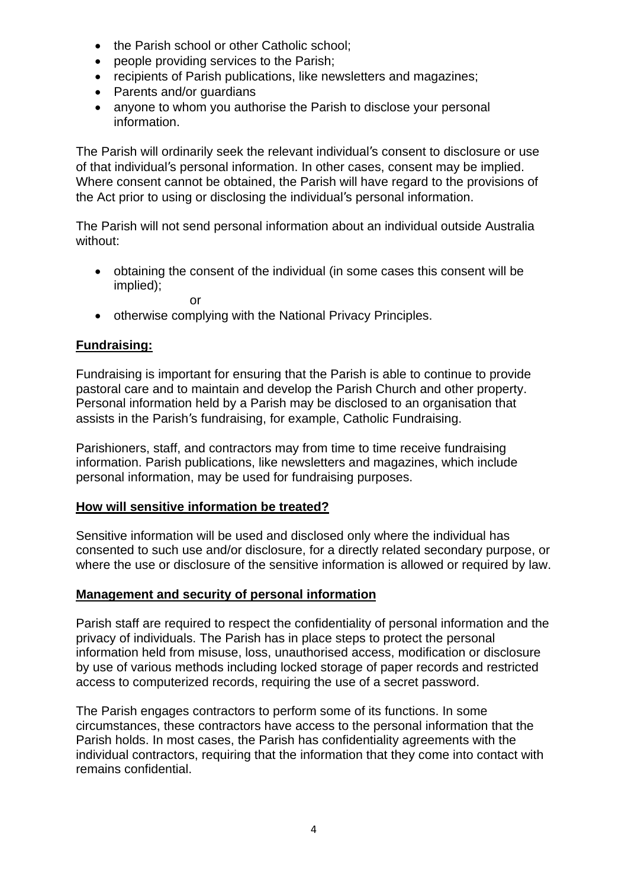- the Parish school or other Catholic school;
- people providing services to the Parish;
- recipients of Parish publications, like newsletters and magazines;
- Parents and/or guardians
- anyone to whom you authorise the Parish to disclose your personal information.

The Parish will ordinarily seek the relevant individual′s consent to disclosure or use of that individual′s personal information. In other cases, consent may be implied. Where consent cannot be obtained, the Parish will have regard to the provisions of the Act prior to using or disclosing the individual′s personal information.

The Parish will not send personal information about an individual outside Australia without:

- obtaining the consent of the individual (in some cases this consent will be implied);

  or

- otherwise complying with the National Privacy Principles.

**Fundraising:**

Fundraising is important for ensuring that the Parish is able to continue to provide pastoral care and to maintain and develop the Parish Church and other property. Personal information held by a Parish may be disclosed to an organisation that assists in the Parish′s fundraising, for example, Catholic Fundraising.

Parishioners, staff, and contractors may from time to time receive fundraising information. Parish publications, like newsletters and magazines, which include personal information, may be used for fundraising purposes.

**How will sensitive information be treated?**

Sensitive information will be used and disclosed only where the individual has consented to such use and/or disclosure, for a directly related secondary purpose, or where the use or disclosure of the sensitive information is allowed or required by law.

**Management and security of personal information**

Parish staff are required to respect the confidentiality of personal information and the privacy of individuals. The Parish has in place steps to protect the personal information held from misuse, loss, unauthorised access, modification or disclosure by use of various methods including locked storage of paper records and restricted access to computerized records, requiring the use of a secret password.

The Parish engages contractors to perform some of its functions. In some circumstances, these contractors have access to the personal information that the Parish holds. In most cases, the Parish has confidentiality agreements with the individual contractors, requiring that the information that they come into contact with remains confidential.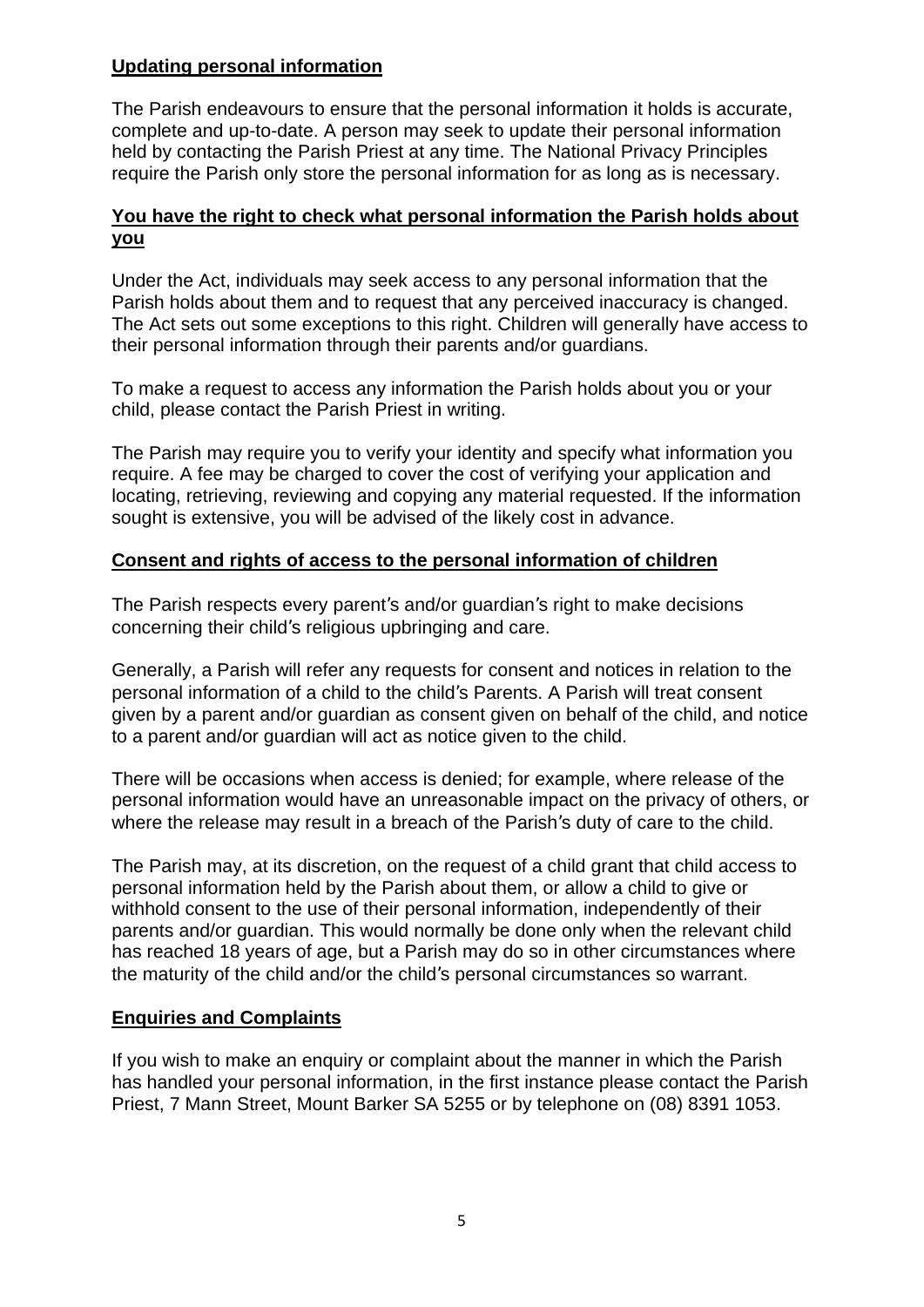## Updating personal information

The Parish endeavours to ensure that the personal information it holds is accurate, complete and up-to-date. A person may seek to update their personal information held by contacting the Parish Priest at any time. The National Privacy Principles require the Parish only store the personal information for as long as is necessary.

## You have the right to check what personal information the Parish holds about you

Under the Act, individuals may seek access to any personal information that the Parish holds about them and to request that any perceived inaccuracy is changed. The Act sets out some exceptions to this right. Children will generally have access to their personal information through their parents and/or guardians.

To make a request to access any information the Parish holds about you or your child, please contact the Parish Priest in writing.

The Parish may require you to verify your identity and specify what information you require. A fee may be charged to cover the cost of verifying your application and locating, retrieving, reviewing and copying any material requested. If the information sought is extensive, you will be advised of the likely cost in advance.

## Consent and rights of access to the personal information of children

The Parish respects every parent′s and/or guardian′s right to make decisions concerning their child′s religious upbringing and care.

Generally, a Parish will refer any requests for consent and notices in relation to the personal information of a child to the child′s Parents. A Parish will treat consent given by a parent and/or guardian as consent given on behalf of the child, and notice to a parent and/or guardian will act as notice given to the child.

There will be occasions when access is denied; for example, where release of the personal information would have an unreasonable impact on the privacy of others, or where the release may result in a breach of the Parish′s duty of care to the child.

The Parish may, at its discretion, on the request of a child grant that child access to personal information held by the Parish about them, or allow a child to give or withhold consent to the use of their personal information, independently of their parents and/or guardian. This would normally be done only when the relevant child has reached 18 years of age, but a Parish may do so in other circumstances where the maturity of the child and/or the child′s personal circumstances so warrant.

## Enquiries and Complaints

If you wish to make an enquiry or complaint about the manner in which the Parish has handled your personal information, in the first instance please contact the Parish Priest, 7 Mann Street, Mount Barker SA 5255 or by telephone on (08) 8391 1053.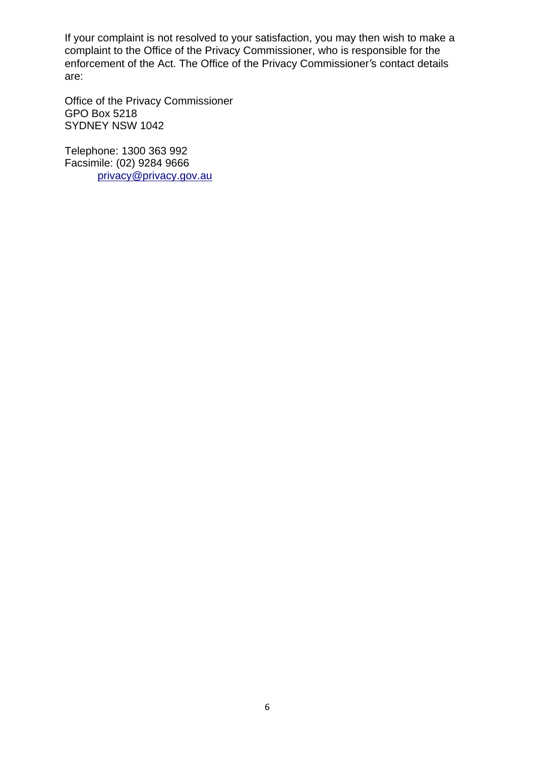If your complaint is not resolved to your satisfaction, you may then wish to make a complaint to the Office of the Privacy Commissioner, who is responsible for the enforcement of the Act. The Office of the Privacy Commissioner′s contact details are:

Office of the Privacy Commissioner
GPO Box 5218
SYDNEY NSW 1042

Telephone: 1300 363 992
Facsimile: (02) 9284 9666
privacy@privacy.gov.au